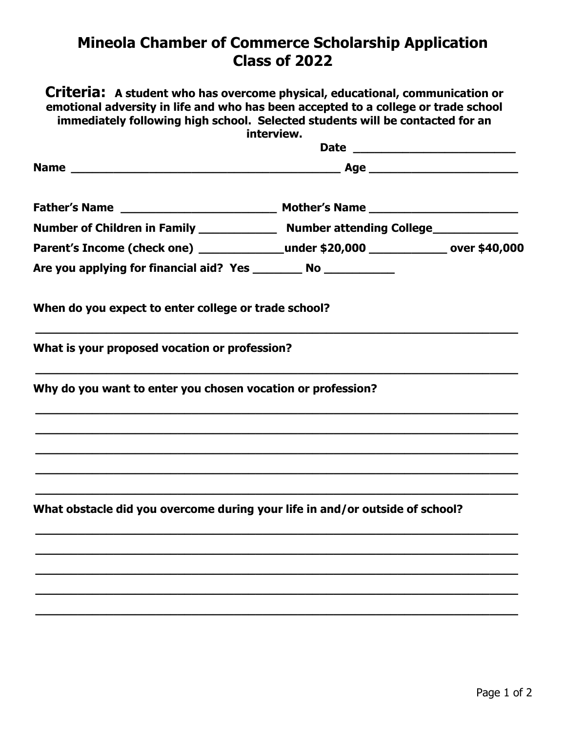# Mineola Chamber of Commerce Scholarship Application
# Class of 2022

**Criteria: A student who has overcome physical, educational, communication or emotional adversity in life and who has been accepted to a college or trade school immediately following high school. Selected students will be contacted for an interview.**

**Date** ________________________

**Name** ________________________________________ **Age** ______________________

**Father's Name** _______________________ **Mother's Name** ______________________

**Number of Children in Family** ___________ **Number attending College**____________

**Parent's Income (check one)** ____________**under $20,000** ___________ **over $40,000**

**Are you applying for financial aid? Yes** _______ **No** __________

**When do you expect to enter college or trade school?**

______________________________________________________________________

**What is your proposed vocation or profession?**

______________________________________________________________________

**Why do you want to enter you chosen vocation or profession?**

______________________________________________________________________

______________________________________________________________________

______________________________________________________________________

______________________________________________________________________

______________________________________________________________________

**What obstacle did you overcome during your life in and/or outside of school?**

______________________________________________________________________

______________________________________________________________________

______________________________________________________________________

______________________________________________________________________

______________________________________________________________________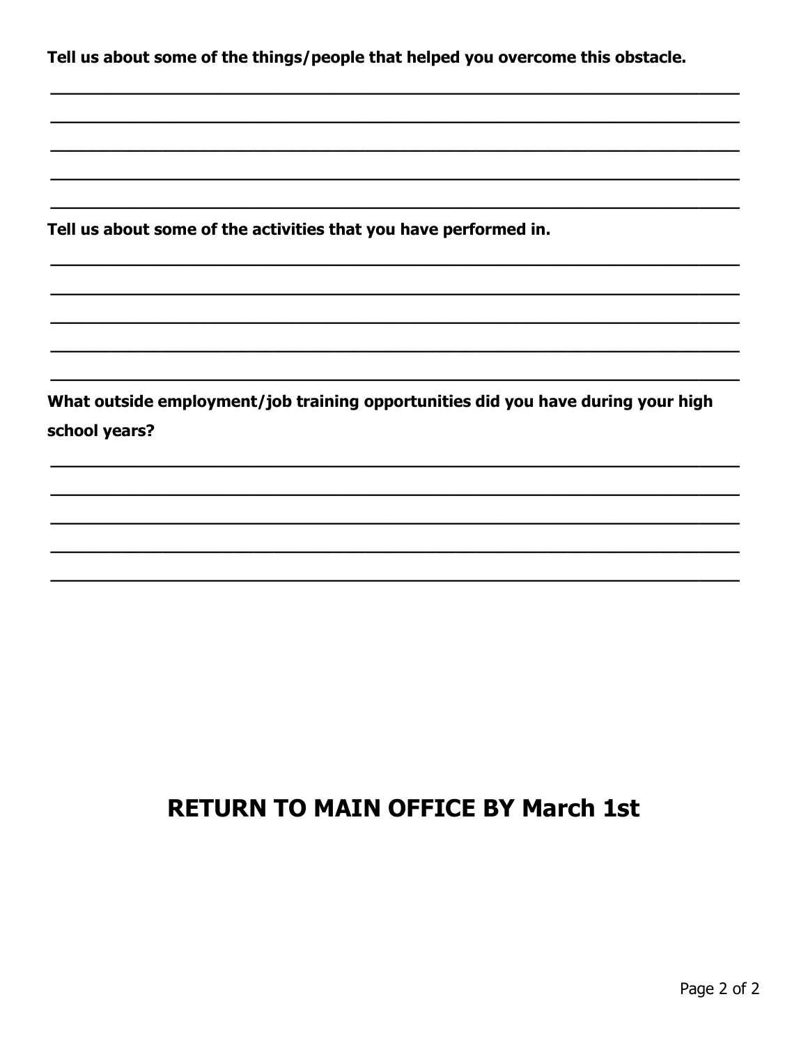**Tell us about some of the things/people that helped you overcome this obstacle.**

\_\_\_\_\_\_\_\_\_\_\_\_\_\_\_\_\_\_\_\_\_\_\_\_\_\_\_\_\_\_\_\_\_\_\_\_\_\_\_\_\_\_\_\_\_\_\_\_\_\_\_\_\_\_\_\_\_\_\_\_\_\_\_\_\_\_\_\_\_\_\_\_

\_\_\_\_\_\_\_\_\_\_\_\_\_\_\_\_\_\_\_\_\_\_\_\_\_\_\_\_\_\_\_\_\_\_\_\_\_\_\_\_\_\_\_\_\_\_\_\_\_\_\_\_\_\_\_\_\_\_\_\_\_\_\_\_\_\_\_\_\_\_\_\_

\_\_\_\_\_\_\_\_\_\_\_\_\_\_\_\_\_\_\_\_\_\_\_\_\_\_\_\_\_\_\_\_\_\_\_\_\_\_\_\_\_\_\_\_\_\_\_\_\_\_\_\_\_\_\_\_\_\_\_\_\_\_\_\_\_\_\_\_\_\_\_\_

\_\_\_\_\_\_\_\_\_\_\_\_\_\_\_\_\_\_\_\_\_\_\_\_\_\_\_\_\_\_\_\_\_\_\_\_\_\_\_\_\_\_\_\_\_\_\_\_\_\_\_\_\_\_\_\_\_\_\_\_\_\_\_\_\_\_\_\_\_\_\_\_

\_\_\_\_\_\_\_\_\_\_\_\_\_\_\_\_\_\_\_\_\_\_\_\_\_\_\_\_\_\_\_\_\_\_\_\_\_\_\_\_\_\_\_\_\_\_\_\_\_\_\_\_\_\_\_\_\_\_\_\_\_\_\_\_\_\_\_\_\_\_\_\_

**Tell us about some of the activities that you have performed in.**

\_\_\_\_\_\_\_\_\_\_\_\_\_\_\_\_\_\_\_\_\_\_\_\_\_\_\_\_\_\_\_\_\_\_\_\_\_\_\_\_\_\_\_\_\_\_\_\_\_\_\_\_\_\_\_\_\_\_\_\_\_\_\_\_\_\_\_\_\_\_\_\_

\_\_\_\_\_\_\_\_\_\_\_\_\_\_\_\_\_\_\_\_\_\_\_\_\_\_\_\_\_\_\_\_\_\_\_\_\_\_\_\_\_\_\_\_\_\_\_\_\_\_\_\_\_\_\_\_\_\_\_\_\_\_\_\_\_\_\_\_\_\_\_\_

\_\_\_\_\_\_\_\_\_\_\_\_\_\_\_\_\_\_\_\_\_\_\_\_\_\_\_\_\_\_\_\_\_\_\_\_\_\_\_\_\_\_\_\_\_\_\_\_\_\_\_\_\_\_\_\_\_\_\_\_\_\_\_\_\_\_\_\_\_\_\_\_

\_\_\_\_\_\_\_\_\_\_\_\_\_\_\_\_\_\_\_\_\_\_\_\_\_\_\_\_\_\_\_\_\_\_\_\_\_\_\_\_\_\_\_\_\_\_\_\_\_\_\_\_\_\_\_\_\_\_\_\_\_\_\_\_\_\_\_\_\_\_\_\_

\_\_\_\_\_\_\_\_\_\_\_\_\_\_\_\_\_\_\_\_\_\_\_\_\_\_\_\_\_\_\_\_\_\_\_\_\_\_\_\_\_\_\_\_\_\_\_\_\_\_\_\_\_\_\_\_\_\_\_\_\_\_\_\_\_\_\_\_\_\_\_\_

**What outside employment/job training opportunities did you have during your high school years?**

\_\_\_\_\_\_\_\_\_\_\_\_\_\_\_\_\_\_\_\_\_\_\_\_\_\_\_\_\_\_\_\_\_\_\_\_\_\_\_\_\_\_\_\_\_\_\_\_\_\_\_\_\_\_\_\_\_\_\_\_\_\_\_\_\_\_\_\_\_\_\_\_

\_\_\_\_\_\_\_\_\_\_\_\_\_\_\_\_\_\_\_\_\_\_\_\_\_\_\_\_\_\_\_\_\_\_\_\_\_\_\_\_\_\_\_\_\_\_\_\_\_\_\_\_\_\_\_\_\_\_\_\_\_\_\_\_\_\_\_\_\_\_\_\_

\_\_\_\_\_\_\_\_\_\_\_\_\_\_\_\_\_\_\_\_\_\_\_\_\_\_\_\_\_\_\_\_\_\_\_\_\_\_\_\_\_\_\_\_\_\_\_\_\_\_\_\_\_\_\_\_\_\_\_\_\_\_\_\_\_\_\_\_\_\_\_\_

\_\_\_\_\_\_\_\_\_\_\_\_\_\_\_\_\_\_\_\_\_\_\_\_\_\_\_\_\_\_\_\_\_\_\_\_\_\_\_\_\_\_\_\_\_\_\_\_\_\_\_\_\_\_\_\_\_\_\_\_\_\_\_\_\_\_\_\_\_\_\_\_

\_\_\_\_\_\_\_\_\_\_\_\_\_\_\_\_\_\_\_\_\_\_\_\_\_\_\_\_\_\_\_\_\_\_\_\_\_\_\_\_\_\_\_\_\_\_\_\_\_\_\_\_\_\_\_\_\_\_\_\_\_\_\_\_\_\_\_\_\_\_\_\_

## RETURN TO MAIN OFFICE BY March 1st